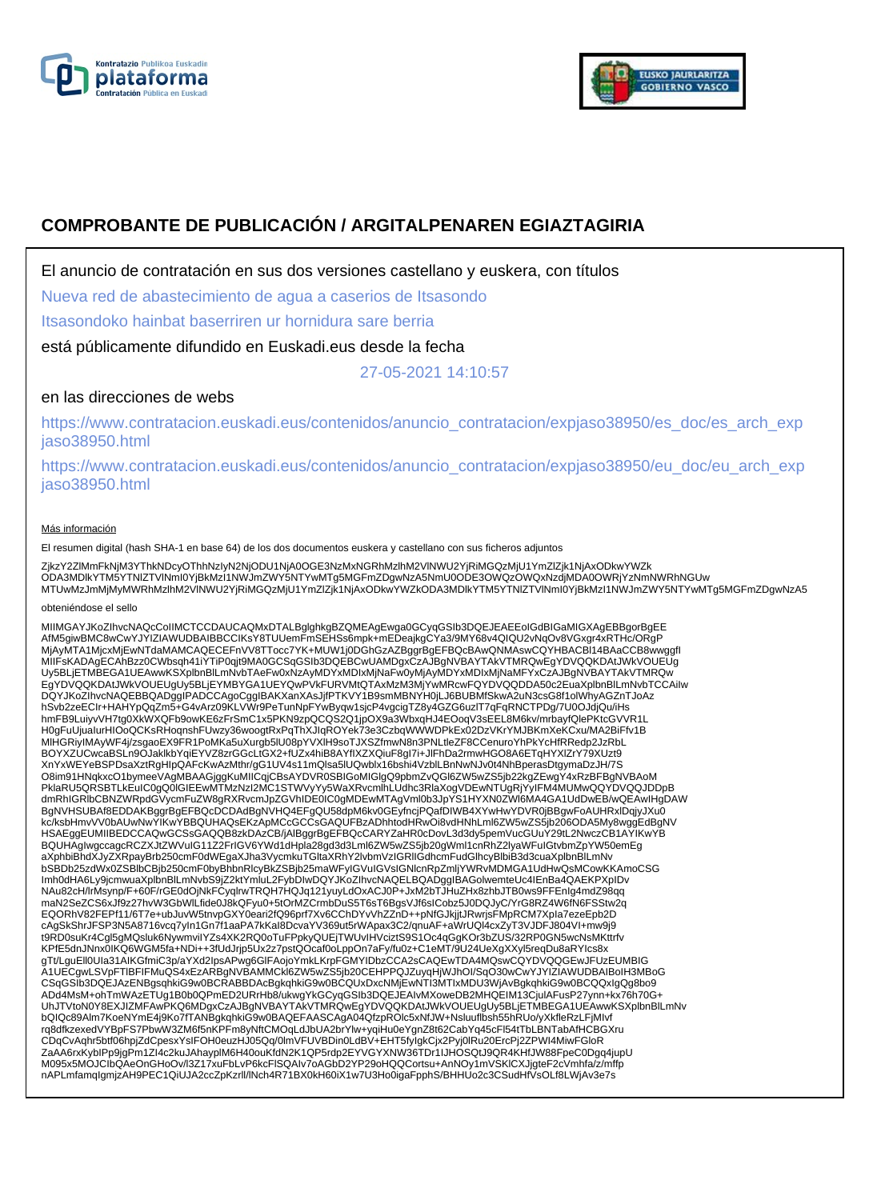# COMPROBANTE DE PUBLICACIÓN / ARGITALPENAREN EGIAZTAGIRIA

El anuncio de contratación en sus dos versiones castellano y euskera, con títulos

Nueva red de abastecimiento de agua a caserios de Itsasondo

Itsasondoko hainbat baserriren ur hornidura sare berria

está públicamente difundido en Euskadi.eus desde la fecha

27-05-2021 14:10:57

en las direcciones de webs

https://www.contratacion.euskadi.eus/contenidos/anuncio_contratacion/expjaso38950/es_doc/es_arch_expjaso38950.html

https://www.contratacion.euskadi.eus/contenidos/anuncio_contratacion/expjaso38950/eu_doc/eu_arch_expjaso38950.html

Más información

El resumen digital (hash SHA-1 en base 64) de los dos documentos euskera y castellano con sus ficheros adjuntos

ZjkzY2ZlMmFkNjM3YThkNDcyOThhNzIyN2NjODU1NjA0OGE3NzMxNGRhMzlhM2VlNWU2YjRiMGQzMjU1YmZlZjk1NjAxODkwYWZk
ODA3MDlkYTM5YTNlZTVlNmI0YjBkMzI1NWJmZWY5NTYwMTg5MGFmZDgwNzA5NmU0ODE3OWQzOWQxNzdjMDA0OWRjYzNmNWRhNGUw
MTUwMzJmMjMyMWRhMzlhM2VlNWU2YjRiMGQzMjU1YmZlZjk1NjAxODkwYWZkODA3MDlkYTM5YTNlZTVlNmI0YjBkMzI1NWJmZWY5NTYwMTg5MGFmZDgwNzA5

obteniéndose el sello

MIIMGAYJKoZIhvcNAQcCoIIMCTCCDAUCAQMxDTALBglghkgBZQMEAgEwga0GCyqGSIb3DQEJEAEEoIGdBIGaMIGXAgEBBgorBgEE
AfM5giwBMC8wCwYJYIZIAWUDBAIBBCCIKsY8TUUemFmSEHSs6mpk+mEDeajkgCYa3/9MY68v4QIQU2vNqOv8VGxgr4xRTHc/ORgP
MjAyMTA1MjcxMjEwNTdaMAMCAQECEFnVV8TTocc7YK+MUW1j0DGhGzAZBggrBgEFBQcBAwQNMAswCQYHBACBl14BAaCCB8wwggfl
MIIFsKADAgECAhBzz0CWbsqh41iYTiP0qjt9MA0GCSqGSIb3DQEBCwUAMDgxCzAJBgNVBAYTAkVTMRQwEgYDVQQKDAtJWkVOUEUg
Uy5BLjETMBEGA1UEAwwKSXplbnBlLmNvbTAeFw0xNzAyMDYxMDIxMjNaFw0yMjAyMDYxMDIxMjNaMFYxCzAJBgNVBAYTAkVTMRQw
EgYDVQQKDAtJWkVOUEUgUy5BLjEYMBYGA1UEYQwPVkFURVMtQTAxMzM3MjYwMRcwFQYDVQQDDA50c2EuaXplbnBlLmNvbTCCAiIw
DQYJKoZIhvcNAQEBBQADggIPADCCAgoCggIBAKXanXAsJjfPTKVY1B9smMBNYH0jLJ6BUBMfSkwA2uN3csG8f1olWhyAGZnTJoAz
hSvb2zeECIr+HAHYpQqZm5+G4vArz09KLVWr9PeTunNpFYwByqw1sjcP4vgcigTZ8y4GZG6uzlT7qFqRNCTPDg/7U0OJdjQu/iHs
hmFB9LuiyvVH7tg0XkWXQFb9owKE6zFrSmC1x5PKN9zpQCQS2Q1jpOX9a3WbxqHJ4EOoqV3sEEL8M6kv/mrbayfQlePKtcGVVR1L
H0gFuUjuaIurHIOoQCKsRHoqnshFUwzy36woogtRxPqThXJlqROYek73e3CzbqWWWDPkEx02DzVKrYMJBKmXeKCxu/MA2BiFfv1B
MIHGRiylMAyWF4j/zsgaoEX9FR1PoMKa5uXurgb5lU08pYVXlH9soTJXSZfmwN8n3PNLtleZF8CCenuroYhPkYcHfRRedp2JzRbL
BOYXZUCwcaBSLn9OJaklkbYqiEYVZ8zrGGcLtGX2+fUZx4hiB8AYfIXZXQiuF8gl7i+JlFhDa2rmwHGO8A6ETqHYXlZrY79XUzt9
XnYxWEYeBSPDsaXztRgHIpQAFcKwAzMthr/gG1UV4s11mQlsa5lUQwblx16bshi4VzblLBnNwNJv0t4NhBperasDtgymaDzJH/7S
O8im91HNqkxcO1bymeeVAgMBAAGjggKuMIICqjCBsAYDVR0SBIGoMIGlgQ9pbmZvQGl6ZW5wZS5jb22kgZEwgY4xRzBFBgNVBAoM
PklaRU5QRSBTLkEuIC0gQ0lGIEEwMTMzNzI2MC1STWVyYy5WaXRvcmlhLUdhc3RlaXogVDEwNTUgRjYyIFM4MUMwQQYDVQQJDDpB
dmRhIGRlbCBNZWRpdGVycmFuZW8gRXRvcmJpZGVhIDE0IC0gMDEwMTAgVml0b3JpYS1HYXN0ZWl6MA4GA1UdDwEB/wQEAwIHgDAW
BgNVHSUBAf8EDDAKBggrBgEFBQcDCDAdBgNVHQ4EFgQU58dpM6kv0GEyfncjPQafDIWB4XYwHwYDVR0jBBgwFoAUHRxlDqjyJXu0
kc/ksbHmvVV0bAUwNwYIKwYBBQUHAQsEKzApMCcGCCsGAQUFBzADhhtodHRwOi8vdHNhLml6ZW5wZS5jb206ODA5My8wggEdBgNV
HSAEggEUMIIBEDCCAQwGCSsGAQQB8zkDAzCB/jAlBggrBgEFBQcCARYZaHR0cDovL3d3dy5pemVucGUuY29tL2NwczCB1AYIKwYB
BQUHAgIwgccagcRCZXJtZWVuIG11Z2FrIGV6YWd1dHpla28gd3d3Lml6ZW5wZS5jb20gWmI1cnRhZ2lyaWFuIGtvbmZpYW50emEg
aXphbiBhdXJyZXRpayBrb250cmF0dWEgaXJha3VycmkuTGltaXRhY2lvbmVzIGRlIGdhcmFudGlhcyBlbiB3d3cuaXplbnBlLmNv
bSBDb25zdWx0ZSBlbCBjb250cmF0byBhbnRlcyBkZSBjb25maWFyIGVuIGVsIGNlcnRpZmljYWRvMDMGA1UdHwQsMCowKKAmoCSG
ImhodHA6Ly9jcmwuaXplbnBlLmNvbS9jZ2ktYmluL2FybDIwDQYJKoZIhvcNAQELBQADggIBAGolwemteUc4IEnBa4QAEKPXpIDv
NAu82cH/lrMsynp/F+60F/rGE0dOjNkFCyqlrwTRQH7HQJq121yuyLdOxACJ0P+JxM2bTJHuZHx8zhbJTB0ws9FFEnIg4mdZ98qq
maN2SeZCS6xJf9z27hvW3GbWlLfide0J8kQFyu0+5tOrMZCrmbDuS5T6sT6BgsVJf6slCobz5J0DQJyC/YrG8RZ4W6fN6FSStw2q
EQORhV82FEPf11/6T7e+ubJuvW5tnvpGXY0eari2fQ96prf7Xv6CChDYvVhZZnD++pNfGJkjjtJRwrjsFMpRCM7Xpla7ezeEpb2D
cAgSkShrJFSP3N5A8716vcq7yln1Gn7f1aaPA7kKal8DcvaYV369ut5rWApax3C2/qnuAF+aWrUQl4cxZyT3VJDFJ804VI+mw9j9
t9RD0suKr4Cgl5gMQsluk6NywmvilYZs4XK2RQ0oTuFPpkyQUEjTWUvIHVciztS9S1Oc4qGgKOr3bZUS/32RP0GN5wcNsMKttrfv
KPfE5dnJNnx0IKQ6WGM5fa+NDi++3fUdJrjp5Ux2z7pstQOcaf0oLppOn7aFy/fu0z+C1eMT/9U24UeXgXXyl5reqDu8aRYIcs8x
gTt/LguEll0Ula31AIKGfmiC3p/aYXd2lpsAPwg6GlFAojoYmkLKrpFGMYIDbzCCA2sCAQEwTDA4MQswCQYDVQQGEwJFUzEUMBIG
A1UECgwLSVpFTlBFIFMuQS4xEzARBgNVBAMMCkl6ZW5wZS5jb20CEHPPQJZuyqHjWJhOI/SqO30wCwYJYIZIAWUDBAIBoIH3MBoG
CSqGSIb3DQEJAzENBgsqhkiG9w0BCRABBDAcBgkqhkiG9w0BCQUxDxcNMjEwNTI3MTIxMDU3WjAvBgkqhkiG9w0BCQQxIgQg8bo9
ADd4MsM+ohTmWAzETUg1B0b0QPmED2URrHb8/ukwgYkGCyqGSIb3DQEJEAIvMXoweDB2MHQEIM13CjulAFusP27ynn+kx76h70G+
UhJTVtoN0Y8EXJIZMFAwPKQ6MDgxCzAJBgNVBAYTAkVTMRQwEgYDVQQKDAtJWkVOUEUgUy5BLjETMBEGA1UEAwwKSXplbnBlLmNv
bQIQc89Alm7KoeNYmE4j9Ko7fTANBgkqhkiG9w0BAQEFAASCAgA04QfzpROlc5xNfJW+Nsluuflbsh55hRUo/yXkfleRzLFjMlvf
rq8dfkzexedVYBpFS7PbwW3ZM6f5nKPFm8yNftCMOqLdJbUA2brYlw+yqiHu0eYgnZ8t62CabYq45cFl54tTbLBNTabAfHCBGXru
CDqCvAqhr5btf06hpjZdCpesxYsIFOH0euzHJ05Qq/0lmVFUVBDin0LdBV+EHT5fyIgkCjx2Pyj0lRu20ErcPj2ZPWI4MiwFGloR
ZaAA6rxKyblPp9jgPm1ZI4c2kuJAhayplM6H40ouKfdN2K1QP5rdp2EYVGYXNW36TDr1IJHOSQtJ9QR4KHfJW88FpeC0Dgq4jupU
M095x5MOJClbQAeOnGHoOv/l3Z17xuFbLvP6kcFlSQAlv7oAGbD2YP29oHQQCortsu+AnNOy1mVSKlCXJgteF2cVmhfa/z/mffp
nAPLmfamqIgmjzAH9PEC1QiUJA2ccZpKzrll/lNch4R71BX0kH60iX1w7U3Ho0igaFpphS/BHHUo2c3CSudHfVsOLf8LWjAv3e7s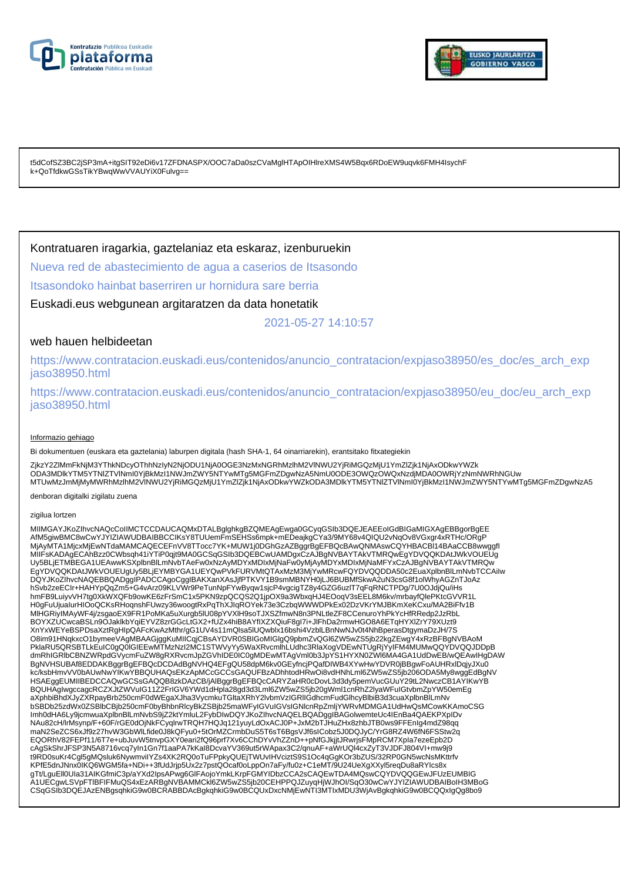t5dCofSZ3BC2jSP3mA+itgSIT92eDi6v17ZFDNASPX/OOC7aDa0szCVaMglHTApOIHlreXMS4W5Bqx6RDoEW9uqvk6FMH4IsychF
k+QoTfdkwGSsTikYBwqWwVVAUYiX0Fulvg==

Kontratuaren iragarkia, gaztelaniaz eta eskaraz, izenburuekin

Nueva red de abastecimiento de agua a caserios de Itsasondo

Itsasondoko hainbat baserriren ur hornidura sare berria

Euskadi.eus webgunean argitaratzen da data honetatik

2021-05-27 14:10:57

web hauen helbideetan

https://www.contratacion.euskadi.eus/contenidos/anuncio_contratacion/expjaso38950/es_doc/es_arch_expjaso38950.html

https://www.contratacion.euskadi.eus/contenidos/anuncio_contratacion/expjaso38950/eu_doc/eu_arch_expjaso38950.html

Informazio gehiago

Bi dokumentuen (euskara eta gaztelania) laburpen digitala (hash SHA-1, 64 oinarriarekin), erantsitako fitxategiekin

ZjkzY2ZlMmFkNjM3YThkNDcyOThhNzIyN2NjODU1NjA0OGE3NzMxNGRhMzlhM2VlNWU2YjRiMGQzMjU1YmZlZjk1NjAxODkwYWZk
ODA3MDlkYTM5YTNlZTVlNmI0YjBkMzI1NWJmZWY5NTYwMTg5MGFmZDgwNzA5NmU0ODE3OWQzOWQxNzdjMDA0OWRjYzNmNWRhNGUw
MTUwMzJmMjMyMWRhMzlhM2VlNWU2YjRiMGQzMjU1YmZlZjk1NjAxODkwYWZkODA3MDlkYTM5YTNlZTVlNmI0YjBkMzI1NWJmZWY5NTYwMTg5MGFmZDgwNzA5

denboran digitalki zigilatu zuena

zigilua lortzen

MIIMGAYJKoZIhvcNAQcCoIIMCTCCDAUCAQMxDTALBglghkgBZQMEAgEwga0GCyqGSIb3DQEJEAEEoIGdBIGaMIGXAgEBBgorBgEE
AfM5giwBMC8wCwYJYIZIAWUDBAIBBCCIKsY8TUUemFmSEHSs6mpk+mEDeajkgCYa3/9MY68v4QIQU2vNqOv8VGxgr4xRTHc/ORgP
MjAyMTA1MjcxMjEwNTdaMAMCAQECEFnVV8TTocc7YK+MUW1j0DGhGzAZBggrBgEFBQcBAwQNMAswCQYHBACBl14BAaCCB8wwggfl
MIIFsKADAgECAhBzz0CWbsqh41iYTiP0qjt9MA0GCSqGSIb3DQEBCwUAMDgxCzAJBgNVBAYTAkVTMRQwEgYDVQQKDAtJWkVOUEUg
Uy5BLjETMBEGA1UEAwwKSXplbnBlLmNvbTAeFw0xNzAyMDYxMDIxMjNaFw0yMjAyMDYxMDIxMjNaMFYxCzAJBgNVBAYTAkVTMRQw
EgYDVQQKDAtJWkVOUEUgUy5BLjEYMBYGA1UEYQwPVkFURVMtQTAxMzM3MjYwMRcwFQYDVQQDDA50c2EuaXplbnBlLmNvbTCCAilw
DQYJKoZIhvcNAQEBBQADggIPADCCAgoCggIBAKXanXAsJjfPTKVY1B9smMBNYH0jLJ6BUBMfSkwA2uN3csG8f1olWhyAGZnTJoAz
hSvb2zeECIr+HAHYpQqZm5+G4vArz09KLVWr9PeTunNpFYwByqw1sjcP4vgcigTZ8y4GZG6uzlT7qFqRNCTPDg/7U0OJdjQu/iHs
hmFB9LuiyvVH7tg0XkWXQFb9owKE6zFrSmC1x5PKN9zpQCQS2Q1jpOX9a3WbxqHJ4EOoqV3sEEL8M6kv/mrbayfQlePKtcGVVR1L
H0gFuUjualurHIOoQCKsRHoqnshFUwzy36woogtRxPqThXJlqROYek73e3CzbqWWWDPkEx02DzVKrYMJBKmXeKCxu/MA2BiFfv1B
MlHGRiylMAyWF4j/zsgaoEX9FR1PoMKa5uXurgb5lU08pYVXlH9soTJXSZfmwN8n3PNLtleZF8CCenuroYhPkYcHfRRedp2JzRbL
BOYXZUCwcaBSLn9OJaklkbYqiEYVZ8zrGGcLtGX2+fUZx4hiB8AYfIXZXQiuF8gl7i+JlFhDa2rmwHGO8A6ETqHYXlZrY79XUzt9
XnYxWEYeBSPDsaXztRgHIpQAFcKwAzMthr/gG1UV4s11mQlsa5lUQwblx16bshi4VzblLBnNwNJv0t4NhBperasDtgymaDzJH/7S
O8im91HNqkxcO1bymeeVAgMBAAGjggKuMIICqjCBsAYDVR0SBIGoMIGlgQ9pbmZvQGl6ZW5wZS5jb22kgZEwgY4xRzBFBgNVBAoM
PklaRU5QRSBTLkEuIC0gQ0IGIEEwMTMzNzI2MC1STWVyYy5WaXRvcmlhLUdhc3RlaXogVDEwNTUgRjYyIFM4MUMwQQYDVQQJDDpB
dmRhIGRlbCBNZWRpdGVycmFuZW8gRXRvcmJpZGVhIDE0IC0gMDEwMTAgVml0b3JpYS1HYXN0ZWl6MA4GA1UdDwEB/wQEAwIHgDAW
BgNVHSUBAf8EDDAKBggrBgEFBQcDCDAdBgNVHQ4EFgQU58dpM6kv0GEyfncjPQafDlWB4XYwHwYDVR0jBBgwFoAUHRxlDqjyJXu0
kc/ksbHmvVV0bAUwNwYlKwYBBQUHAQsEKzApMCcGCCsGAQUFBzADhhtodHRwOi8vdHNhLml6ZW5wZS5jb206ODA5My8wggEdBgNV
HSAEggEUMIIBEDCCAQwGCSsGAQQB8zkDAzCB/jAlBggrBgEFBQcCARYZaHR0cDovL3d3dy5pemVucGUuY29tL2NwczCB1AYIKwYB
BQUHAglwgccagcRCZXJtZWVuIG11Z2FrIGV6YWd1dHpla28gd3d3Lml6ZW5wZS5jb20gWml1cnRhZ2lyaWFuIGtvbmZpYW50emEg
aXphbiBhdXJyZXRpayBrb250cmF0dWEgaXJha3VycmkuTGltaXRhY2lvbmVzIGRlIGdhcmFudGlhcyBlbiB3d3cuaXplbnBlLmNv
bSBDb25zdWx0ZSBlbCBjb250cmF0byBhbnRlcyBkZSBjb25maWFyIGVuIGVsIGNlcnRpZmljYWRvMDMGA1UdHwQsMCowKKAmoCSG
Imh0dHA6Ly9jcmwuaXplbnBlLmNvbS9jZ2ktYmluL2FybDIwDQYJKoZIhvcNAQELBQADggIBAGolwemteUc4lEnBa4QAEKPXpIDv
NAu82cH/lrMsynp/F+60F/rGE0dOjNkFCyqlrwTRQH7HQJq121yuyLdOxACJ0P+JxM2bTJHuZHx8zhbJTB0ws9FFEnlg4mdZ98qq
maN2SeZCS6xJf9z27hvW3GbWlLfide0J8kQFyu0+5tOrMZCrmbDuS5T6sT6BgsVJf6slCobz5J0DQJyC/YrG8RZ4W6fN6FSStw2q
EQORhV82FEPf11/6T7e+ubJuvW5tnvpGXY0eari2fQ96prf7Xv6CChDYvVhZZnD++pNfGJkjjtJRwrjsFMpRCM7Xpla7ezeEpb2D
cAgSkShrJFSP3N5A8716vcq7yIn1Gn7f1aaPA7kKal8DcvaYV369ut5rWApax3C2/qnuAF+aWrUQl4cxZyT3VJDFJ804VI+mw9j9
t9RD0suKr4Cgl5gMQsluk6NywmvilYZs4XK2RQ0oTuFPpkyQUEjTWUvIHvciztS9S1Oc4qGgKOr3bZUS/32RP0GN5wcNsMKttrfv
KPfE5dnJNnx0IKQ6WGM5fa+NDi++3fUdJrjp5Ux2z7pstQOcaf0oLppOn7aFy/fu0z+C1eMT/9U24UeXgXXyl5reqDu8aRYlcs8x
gTt/LguEll0Ula31AlKGfmiC3p/aYXd2lpsAPwg6GlFAojoYmkLKrpFGMYIDbzCCA2sCAQEwTDA4MQswCQYDVQQGEwJFUzEUMBIG
A1UECgwLSVpFTlBFIFMuQS4xEzARBgNVBAMMCkl6ZW5wZS5jb20CEHPPQJZuyqHjWJhOl/SqO30wCwYJYIZIAWUDBAIBoIH3MBoG
CSqGSIb3DQEJAzENBgsqhkiG9w0BCRABBDAcBgkqhkiG9w0BCQUxDxcNMjEwNTI3MTIxMDU3WjAvBgkqhkiG9w0BCQQxIgQg8bo9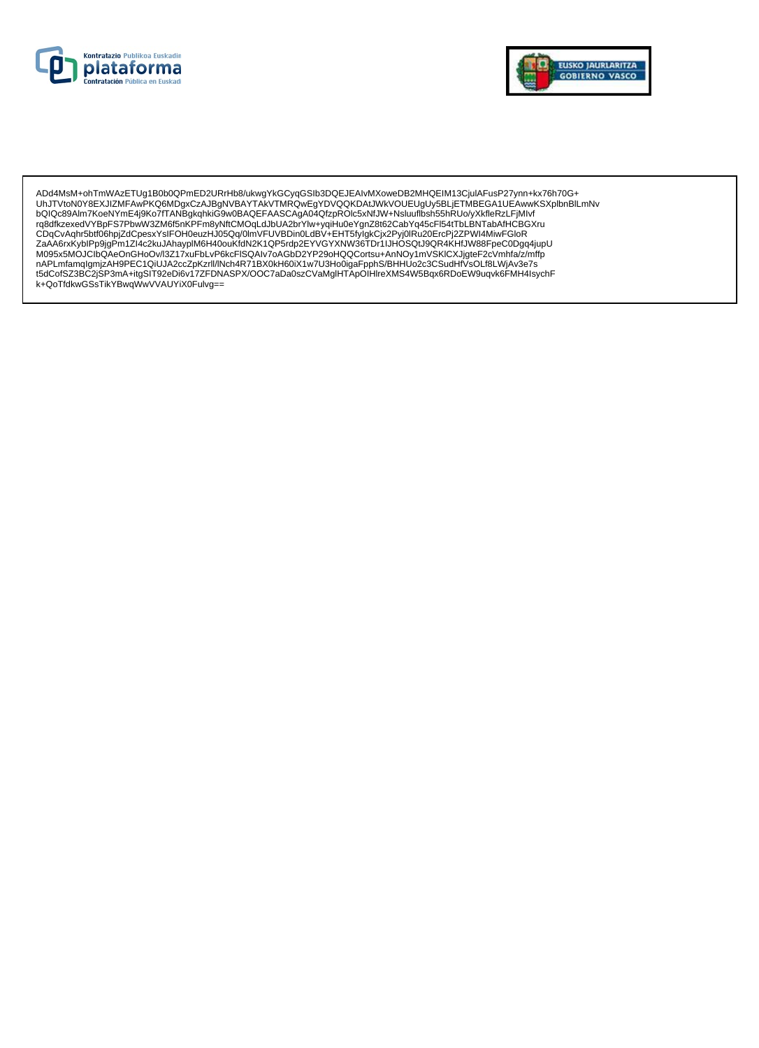ADd4MsM+ohTmWAzETUg1B0b0QPmED2URrHb8/ukwgYkGCyqGSIb3DQEJEAIvMXoweDB2MHQEIM13CjulAFusP27ynn+kx76h70G+
UhJTVtoN0Y8EXJIZMFAwPKQ6MDgxCzAJBgNVBAYTAkVTMRQwEgYDVQQKDAtJWkVOUEUgUy5BLjETMBEGA1UEAwwKSXplbnBlLmNv
bQIQc89Alm7KoeNYmE4j9Ko7fTANBgkqhkiG9w0BAQEFAASCAgA04QfzpROlc5xNfJW+NsluufIbsh55hRUo/yXkfleRzLFjMIvf
rq8dfkzexedVYBpFS7PbwW3ZM6f5nKPFm8yNftCMOqLdJbUA2brYlw+yqiHu0eYgnZ8t62CabYq45cFl54tTbLBNTabAfHCBGXru
CDqCvAqhr5btf06hpjZdCpesxYsIFOH0euzHJ05Qq/0lmVFUVBDin0LdBV+EHT5fyIgkCjx2Pyj0lRu20ErcPj2ZPWI4MiwFGloR
ZaAA6rxKyblPp9jgPm1ZI4c2kuJAhayplM6H40ouKfdN2K1QP5rdp2EYVGYXNW36TDr1lJHOSQtJ9QR4KHfJW88FpeC0Dgq4jupU
M095x5MOJCIbQAeOnGHoOv/l3Z17xuFbLvP6kcFlSQAIv7oAGbD2YP29oHQQCortsu+AnNOy1mVSKlCXJjgteF2cVmhfa/z/mffp
nAPLmfamqIgmjzAH9PEC1QiUJA2ccZpKzrll/lNch4R71BX0kH60iX1w7U3Ho0igaFpphS/BHHUo2c3CSudHfVsOLf8LWjAv3e7s
t5dCofSZ3BC2jSP3mA+itgSIT92eDi6v17ZFDNASPX/OOC7aDa0szCVaMglHTApOIHlreXMS4W5Bqx6RDoEW9uqvk6FMH4IsychF
k+QoTfdkwGSsTikYBwqWwVVAUYiX0Fulvg==